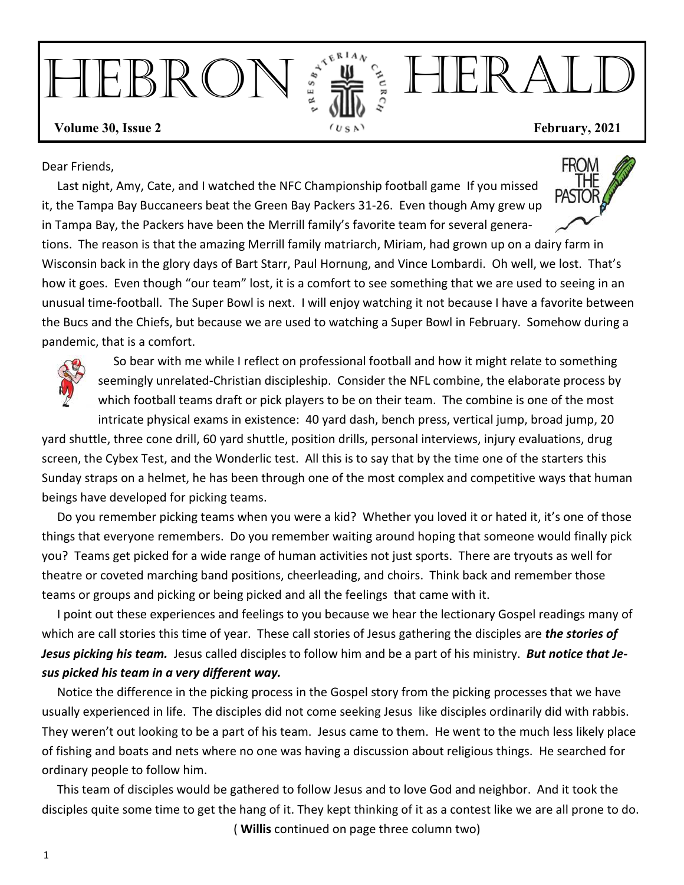# HEBRON HERALD

**Volume 30, Issue 2** **February, 2021**

FROM THE PASTOR

Dear Friends,

Last night, Amy, Cate, and I watched the NFC Championship football game If you missed it, the Tampa Bay Buccaneers beat the Green Bay Packers 31-26. Even though Amy grew up in Tampa Bay, the Packers have been the Merrill family's favorite team for several generations. The reason is that the amazing Merrill family matriarch, Miriam, had grown up on a dairy farm in Wisconsin back in the glory days of Bart Starr, Paul Hornung, and Vince Lombardi. Oh well, we lost. That's how it goes. Even though "our team" lost, it is a comfort to see something that we are used to seeing in an unusual time-football. The Super Bowl is next. I will enjoy watching it not because I have a favorite between the Bucs and the Chiefs, but because we are used to watching a Super Bowl in February. Somehow during a pandemic, that is a comfort.

So bear with me while I reflect on professional football and how it might relate to something seemingly unrelated-Christian discipleship. Consider the NFL combine, the elaborate process by which football teams draft or pick players to be on their team. The combine is one of the most intricate physical exams in existence: 40 yard dash, bench press, vertical jump, broad jump, 20 yard shuttle, three cone drill, 60 yard shuttle, position drills, personal interviews, injury evaluations, drug screen, the Cybex Test, and the Wonderlic test. All this is to say that by the time one of the starters this Sunday straps on a helmet, he has been through one of the most complex and competitive ways that human beings have developed for picking teams.

Do you remember picking teams when you were a kid? Whether you loved it or hated it, it's one of those things that everyone remembers. Do you remember waiting around hoping that someone would finally pick you? Teams get picked for a wide range of human activities not just sports. There are tryouts as well for theatre or coveted marching band positions, cheerleading, and choirs. Think back and remember those teams or groups and picking or being picked and all the feelings that came with it.

I point out these experiences and feelings to you because we hear the lectionary Gospel readings many of which are call stories this time of year. These call stories of Jesus gathering the disciples are ***the stories of Jesus picking his team.*** Jesus called disciples to follow him and be a part of his ministry. ***But notice that Jesus picked his team in a very different way.***

Notice the difference in the picking process in the Gospel story from the picking processes that we have usually experienced in life. The disciples did not come seeking Jesus like disciples ordinarily did with rabbis. They weren't out looking to be a part of his team. Jesus came to them. He went to the much less likely place of fishing and boats and nets where no one was having a discussion about religious things. He searched for ordinary people to follow him.

This team of disciples would be gathered to follow Jesus and to love God and neighbor. And it took the disciples quite some time to get the hang of it. They kept thinking of it as a contest like we are all prone to do.

( **Willis** continued on page three column two)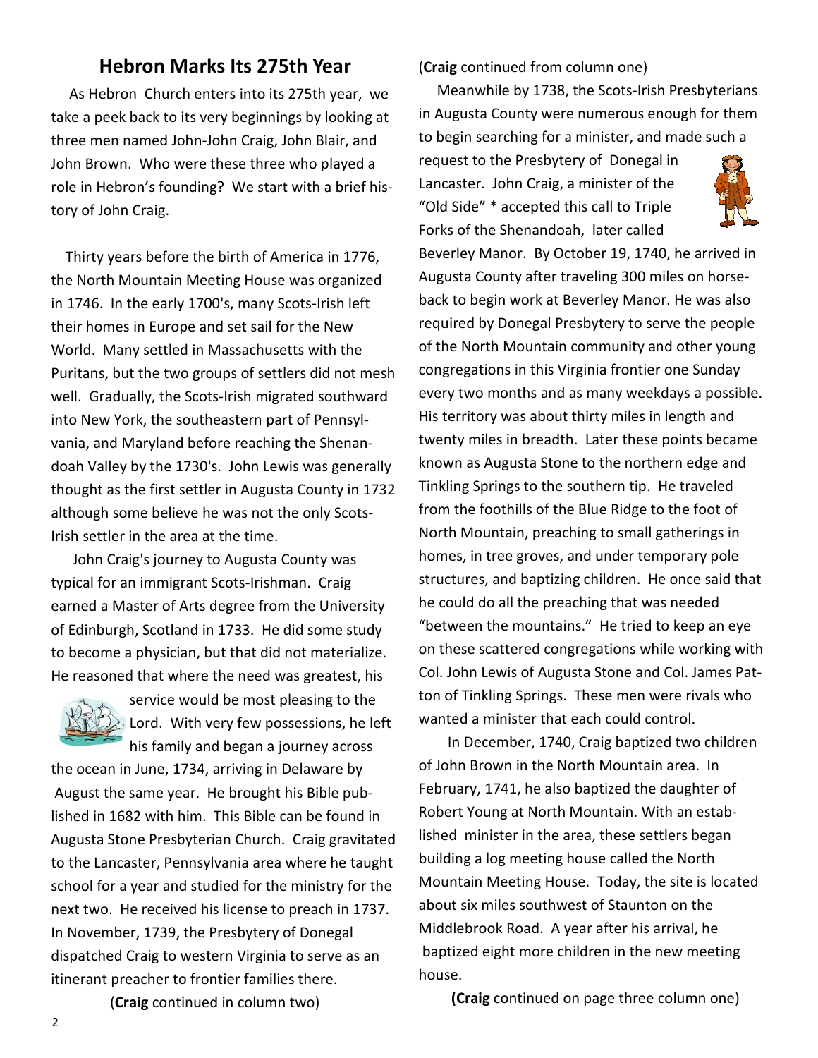## Hebron Marks Its 275th Year

As Hebron Church enters into its 275th year, we take a peek back to its very beginnings by looking at three men named John-John Craig, John Blair, and John Brown. Who were these three who played a role in Hebron's founding? We start with a brief history of John Craig.

Thirty years before the birth of America in 1776, the North Mountain Meeting House was organized in 1746. In the early 1700's, many Scots-Irish left their homes in Europe and set sail for the New World. Many settled in Massachusetts with the Puritans, but the two groups of settlers did not mesh well. Gradually, the Scots-Irish migrated southward into New York, the southeastern part of Pennsylvania, and Maryland before reaching the Shenandoah Valley by the 1730's. John Lewis was generally thought as the first settler in Augusta County in 1732 although some believe he was not the only Scots-Irish settler in the area at the time.

John Craig's journey to Augusta County was typical for an immigrant Scots-Irishman. Craig earned a Master of Arts degree from the University of Edinburgh, Scotland in 1733. He did some study to become a physician, but that did not materialize. He reasoned that where the need was greatest, his service would be most pleasing to the Lord. With very few possessions, he left his family and began a journey across the ocean in June, 1734, arriving in Delaware by August the same year. He brought his Bible published in 1682 with him. This Bible can be found in Augusta Stone Presbyterian Church. Craig gravitated to the Lancaster, Pennsylvania area where he taught school for a year and studied for the ministry for the next two. He received his license to preach in 1737. In November, 1739, the Presbytery of Donegal dispatched Craig to western Virginia to serve as an itinerant preacher to frontier families there.

(**Craig** continued in column two)

(**Craig** continued from column one)

Meanwhile by 1738, the Scots-Irish Presbyterians in Augusta County were numerous enough for them to begin searching for a minister, and made such a request to the Presbytery of Donegal in Lancaster. John Craig, a minister of the "Old Side" * accepted this call to Triple Forks of the Shenandoah, later called Beverley Manor. By October 19, 1740, he arrived in Augusta County after traveling 300 miles on horseback to begin work at Beverley Manor. He was also required by Donegal Presbytery to serve the people of the North Mountain community and other young congregations in this Virginia frontier one Sunday every two months and as many weekdays a possible. His territory was about thirty miles in length and twenty miles in breadth. Later these points became known as Augusta Stone to the northern edge and Tinkling Springs to the southern tip. He traveled from the foothills of the Blue Ridge to the foot of North Mountain, preaching to small gatherings in homes, in tree groves, and under temporary pole structures, and baptizing children. He once said that he could do all the preaching that was needed "between the mountains." He tried to keep an eye on these scattered congregations while working with Col. John Lewis of Augusta Stone and Col. James Patton of Tinkling Springs. These men were rivals who wanted a minister that each could control.

In December, 1740, Craig baptized two children of John Brown in the North Mountain area. In February, 1741, he also baptized the daughter of Robert Young at North Mountain. With an established minister in the area, these settlers began building a log meeting house called the North Mountain Meeting House. Today, the site is located about six miles southwest of Staunton on the Middlebrook Road. A year after his arrival, he baptized eight more children in the new meeting house.

**(Craig** continued on page three column one)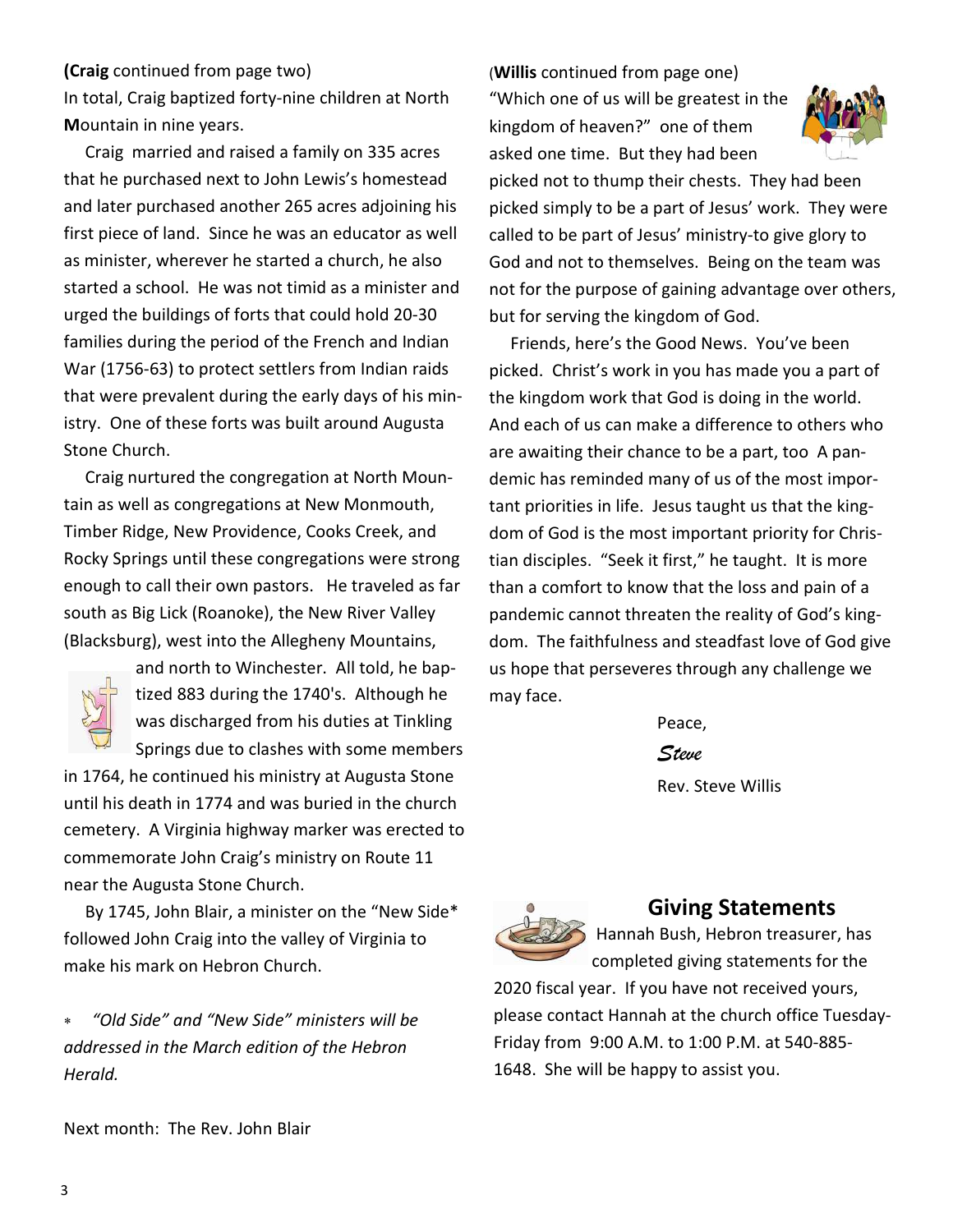**(Craig** continued from page two)

In total, Craig baptized forty-nine children at North **M**ountain in nine years.

Craig married and raised a family on 335 acres that he purchased next to John Lewis's homestead and later purchased another 265 acres adjoining his first piece of land. Since he was an educator as well as minister, wherever he started a church, he also started a school. He was not timid as a minister and urged the buildings of forts that could hold 20-30 families during the period of the French and Indian War (1756-63) to protect settlers from Indian raids that were prevalent during the early days of his ministry. One of these forts was built around Augusta Stone Church.

Craig nurtured the congregation at North Mountain as well as congregations at New Monmouth, Timber Ridge, New Providence, Cooks Creek, and Rocky Springs until these congregations were strong enough to call their own pastors. He traveled as far south as Big Lick (Roanoke), the New River Valley (Blacksburg), west into the Allegheny Mountains, and north to Winchester. All told, he baptized 883 during the 1740's. Although he was discharged from his duties at Tinkling Springs due to clashes with some members in 1764, he continued his ministry at Augusta Stone until his death in 1774 and was buried in the church cemetery. A Virginia highway marker was erected to commemorate John Craig's ministry on Route 11 near the Augusta Stone Church.

By 1745, John Blair, a minister on the "New Side* followed John Craig into the valley of Virginia to make his mark on Hebron Church.

* *"Old Side" and "New Side" ministers will be addressed in the March edition of the Hebron Herald.*

Next month: The Rev. John Blair

(**Willis** continued from page one)

"Which one of us will be greatest in the kingdom of heaven?" one of them asked one time. But they had been picked not to thump their chests. They had been picked simply to be a part of Jesus' work. They were called to be part of Jesus' ministry-to give glory to God and not to themselves. Being on the team was not for the purpose of gaining advantage over others, but for serving the kingdom of God.

Friends, here's the Good News. You've been picked. Christ's work in you has made you a part of the kingdom work that God is doing in the world. And each of us can make a difference to others who are awaiting their chance to be a part, too A pandemic has reminded many of us of the most important priorities in life. Jesus taught us that the kingdom of God is the most important priority for Christian disciples. "Seek it first," he taught. It is more than a comfort to know that the loss and pain of a pandemic cannot threaten the reality of God's kingdom. The faithfulness and steadfast love of God give us hope that perseveres through any challenge we may face.

Peace,

*Steve*

Rev. Steve Willis

## Giving Statements

Hannah Bush, Hebron treasurer, has completed giving statements for the 2020 fiscal year. If you have not received yours, please contact Hannah at the church office Tuesday-Friday from 9:00 A.M. to 1:00 P.M. at 540-885-1648. She will be happy to assist you.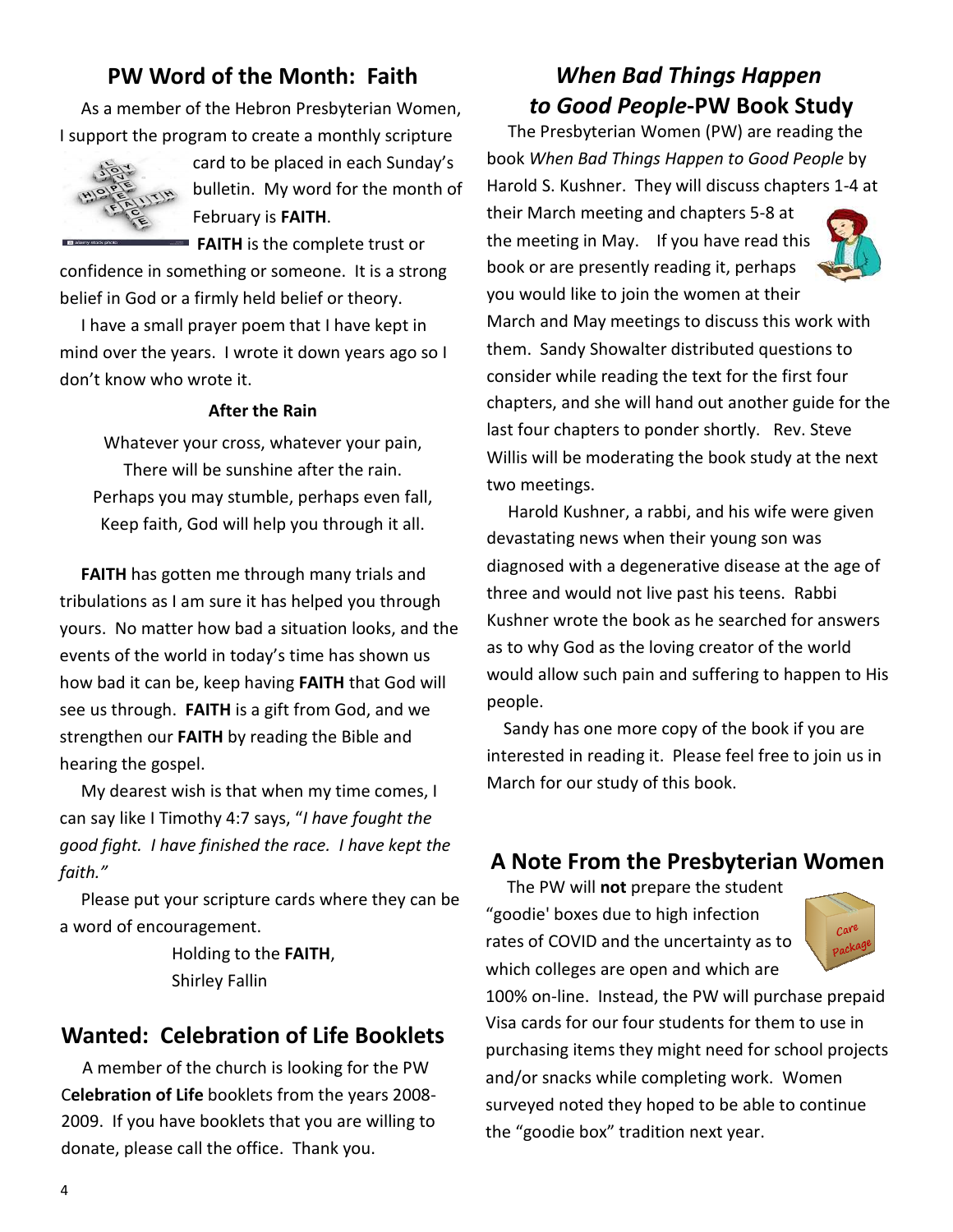## PW Word of the Month: Faith

As a member of the Hebron Presbyterian Women, I support the program to create a monthly scripture card to be placed in each Sunday's bulletin. My word for the month of February is **FAITH**.

**FAITH** is the complete trust or confidence in something or someone. It is a strong belief in God or a firmly held belief or theory.

I have a small prayer poem that I have kept in mind over the years. I wrote it down years ago so I don't know who wrote it.

**After the Rain**

Whatever your cross, whatever your pain,
There will be sunshine after the rain.
Perhaps you may stumble, perhaps even fall,
Keep faith, God will help you through it all.

**FAITH** has gotten me through many trials and tribulations as I am sure it has helped you through yours. No matter how bad a situation looks, and the events of the world in today's time has shown us how bad it can be, keep having **FAITH** that God will see us through. **FAITH** is a gift from God, and we strengthen our **FAITH** by reading the Bible and hearing the gospel.

My dearest wish is that when my time comes, I can say like I Timothy 4:7 says, "*I have fought the good fight. I have finished the race. I have kept the faith."*

Please put your scripture cards where they can be a word of encouragement.

Holding to the **FAITH**,
Shirley Fallin

## Wanted: Celebration of Life Booklets

A member of the church is looking for the PW C**elebration of Life** booklets from the years 2008-2009. If you have booklets that you are willing to donate, please call the office. Thank you.

## *When Bad Things Happen to Good People*-PW Book Study

The Presbyterian Women (PW) are reading the book *When Bad Things Happen to Good People* by Harold S. Kushner. They will discuss chapters 1-4 at their March meeting and chapters 5-8 at the meeting in May. If you have read this book or are presently reading it, perhaps you would like to join the women at their March and May meetings to discuss this work with them. Sandy Showalter distributed questions to consider while reading the text for the first four chapters, and she will hand out another guide for the last four chapters to ponder shortly. Rev. Steve Willis will be moderating the book study at the next two meetings.

Harold Kushner, a rabbi, and his wife were given devastating news when their young son was diagnosed with a degenerative disease at the age of three and would not live past his teens. Rabbi Kushner wrote the book as he searched for answers as to why God as the loving creator of the world would allow such pain and suffering to happen to His people.

Sandy has one more copy of the book if you are interested in reading it. Please feel free to join us in March for our study of this book.

## A Note From the Presbyterian Women

The PW will **not** prepare the student "goodie' boxes due to high infection rates of COVID and the uncertainty as to which colleges are open and which are 100% on-line. Instead, the PW will purchase prepaid Visa cards for our four students for them to use in purchasing items they might need for school projects and/or snacks while completing work. Women surveyed noted they hoped to be able to continue the "goodie box" tradition next year.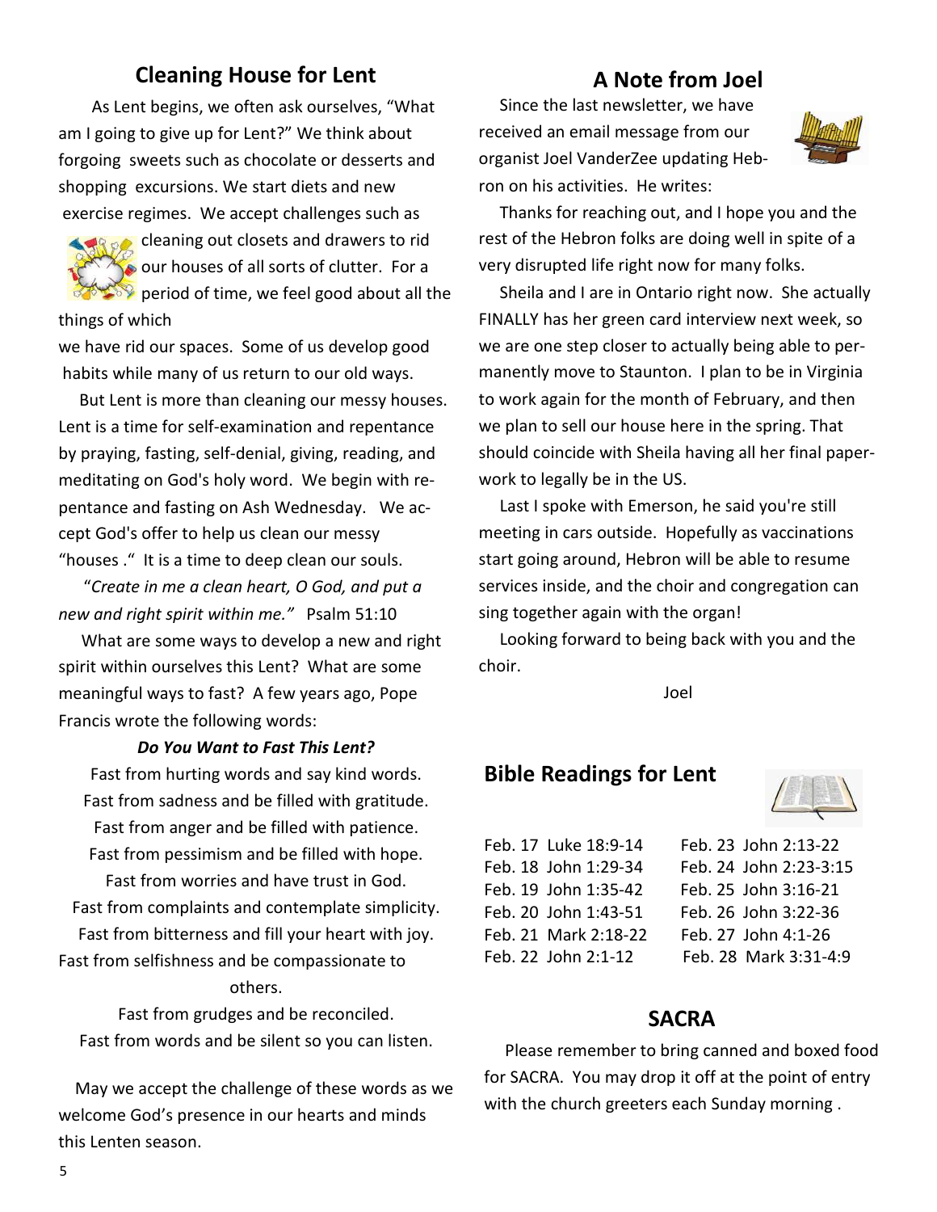## Cleaning House for Lent

As Lent begins, we often ask ourselves, "What am I going to give up for Lent?" We think about forgoing sweets such as chocolate or desserts and shopping excursions. We start diets and new exercise regimes. We accept challenges such as cleaning out closets and drawers to rid our houses of all sorts of clutter. For a period of time, we feel good about all the things of which we have rid our spaces. Some of us develop good habits while many of us return to our old ways.

But Lent is more than cleaning our messy houses. Lent is a time for self-examination and repentance by praying, fasting, self-denial, giving, reading, and meditating on God's holy word. We begin with repentance and fasting on Ash Wednesday. We accept God's offer to help us clean our messy "houses ." It is a time to deep clean our souls.

"*Create in me a clean heart, O God, and put a new and right spirit within me."* Psalm 51:10

What are some ways to develop a new and right spirit within ourselves this Lent? What are some meaningful ways to fast? A few years ago, Pope Francis wrote the following words:

***Do You Want to Fast This Lent?***

Fast from hurting words and say kind words.
Fast from sadness and be filled with gratitude.
Fast from anger and be filled with patience.
Fast from pessimism and be filled with hope.
Fast from worries and have trust in God.
Fast from complaints and contemplate simplicity.
Fast from bitterness and fill your heart with joy.
Fast from selfishness and be compassionate to others.
Fast from grudges and be reconciled.
Fast from words and be silent so you can listen.

May we accept the challenge of these words as we welcome God's presence in our hearts and minds this Lenten season.

## A Note from Joel

Since the last newsletter, we have received an email message from our organist Joel VanderZee updating Hebron on his activities. He writes:

Thanks for reaching out, and I hope you and the rest of the Hebron folks are doing well in spite of a very disrupted life right now for many folks.

Sheila and I are in Ontario right now. She actually FINALLY has her green card interview next week, so we are one step closer to actually being able to permanently move to Staunton. I plan to be in Virginia to work again for the month of February, and then we plan to sell our house here in the spring. That should coincide with Sheila having all her final paperwork to legally be in the US.

Last I spoke with Emerson, he said you're still meeting in cars outside. Hopefully as vaccinations start going around, Hebron will be able to resume services inside, and the choir and congregation can sing together again with the organ!

Looking forward to being back with you and the choir.

Joel

## Bible Readings for Lent

Feb. 17 Luke 18:9-14
Feb. 18 John 1:29-34
Feb. 19 John 1:35-42
Feb. 20 John 1:43-51
Feb. 21 Mark 2:18-22
Feb. 22 John 2:1-12
Feb. 23 John 2:13-22
Feb. 24 John 2:23-3:15
Feb. 25 John 3:16-21
Feb. 26 John 3:22-36
Feb. 27 John 4:1-26
Feb. 28 Mark 3:31-4:9

## SACRA

Please remember to bring canned and boxed food for SACRA. You may drop it off at the point of entry with the church greeters each Sunday morning .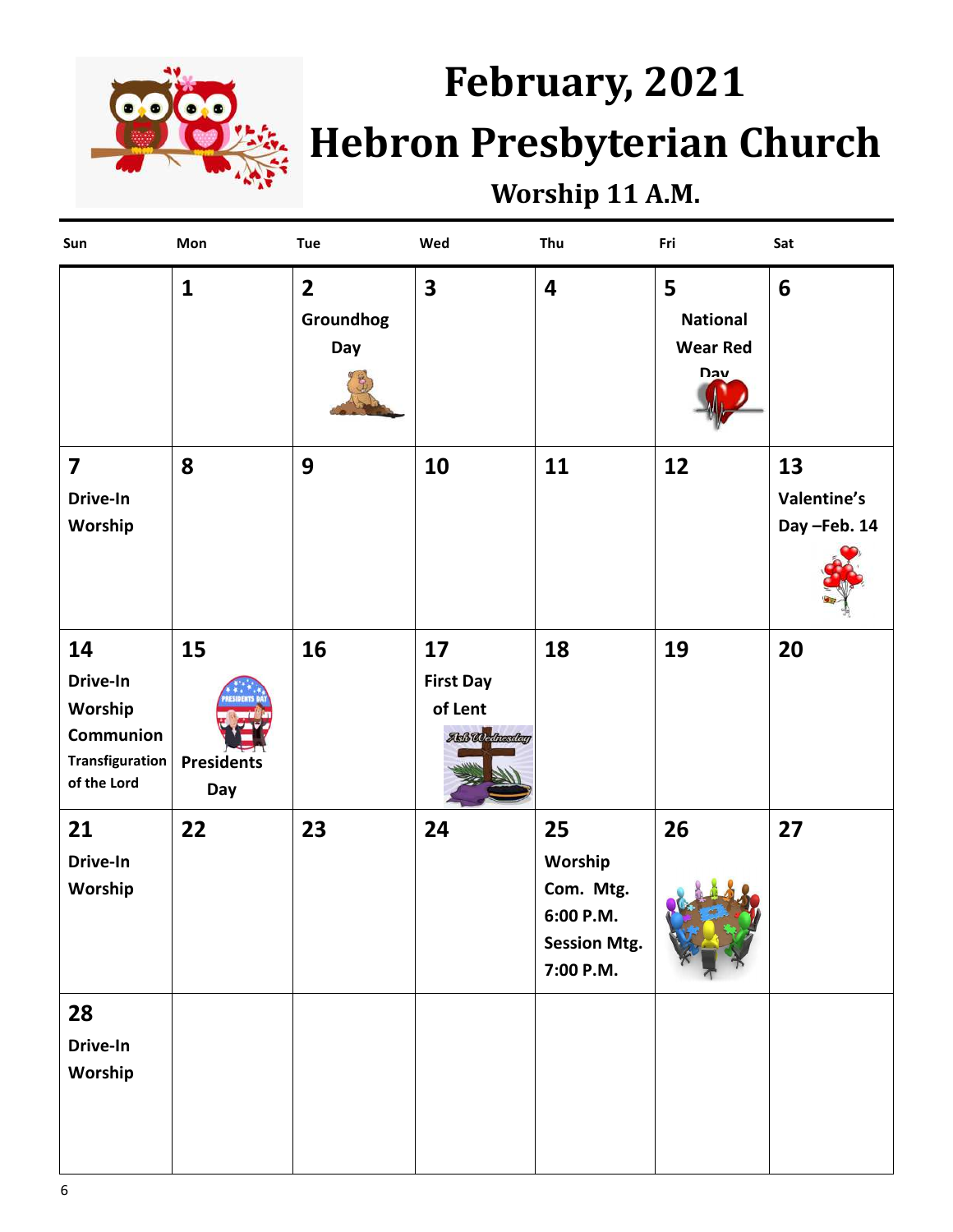# February, 2021

# Hebron Presbyterian Church

### Worship 11 A.M.

| Sun | Mon | Tue | Wed | Thu | Fri | Sat |
|---|---|---|---|---|---|---|
| | **1** | **2** Groundhog Day | **3** | **4** | **5** National Wear Red Day | **6** |
| **7** Drive-In Worship | **8** | **9** | **10** | **11** | **12** | **13** Valentine's Day –Feb. 14 |
| **14** Drive-In Worship Communion Transfiguration of the Lord | **15** Presidents Day | **16** | **17** First Day of Lent | **18** | **19** | **20** |
| **21** Drive-In Worship | **22** | **23** | **24** | **25** Worship Com. Mtg. 6:00 P.M. Session Mtg. 7:00 P.M. | **26** | **27** |
| **28** Drive-In Worship | | | | | | |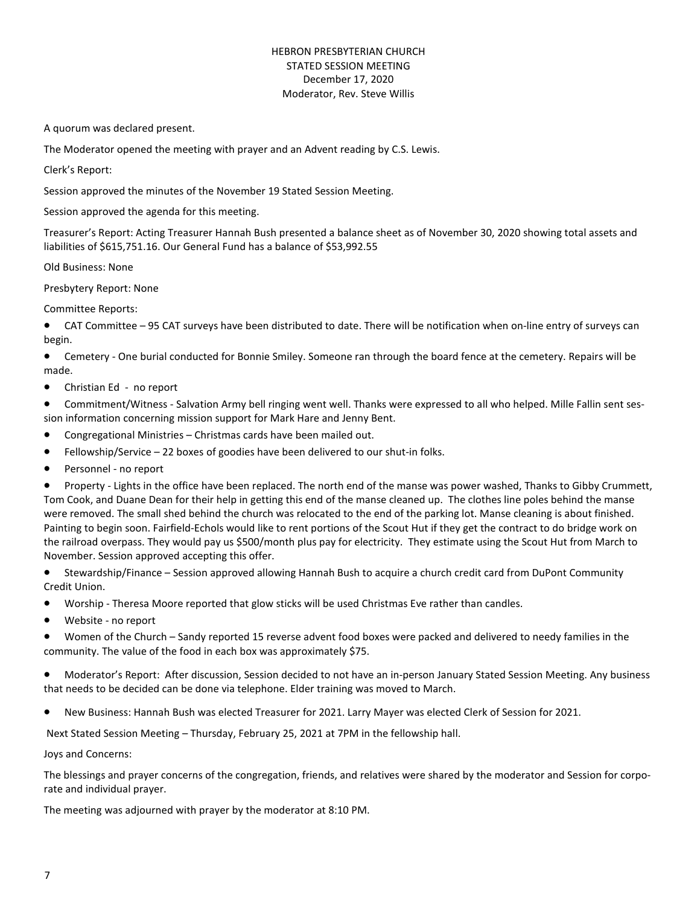# HEBRON PRESBYTERIAN CHURCH
## STATED SESSION MEETING
December 17, 2020
Moderator, Rev. Steve Willis

A quorum was declared present.

The Moderator opened the meeting with prayer and an Advent reading by C.S. Lewis.

Clerk's Report:

Session approved the minutes of the November 19 Stated Session Meeting.

Session approved the agenda for this meeting.

Treasurer's Report: Acting Treasurer Hannah Bush presented a balance sheet as of November 30, 2020 showing total assets and liabilities of $615,751.16. Our General Fund has a balance of $53,992.55

Old Business: None

Presbytery Report: None

Committee Reports:

- CAT Committee – 95 CAT surveys have been distributed to date. There will be notification when on-line entry of surveys can begin.
- Cemetery - One burial conducted for Bonnie Smiley. Someone ran through the board fence at the cemetery. Repairs will be made.
- Christian Ed - no report
- Commitment/Witness - Salvation Army bell ringing went well. Thanks were expressed to all who helped. Mille Fallin sent session information concerning mission support for Mark Hare and Jenny Bent.
- Congregational Ministries – Christmas cards have been mailed out.
- Fellowship/Service – 22 boxes of goodies have been delivered to our shut-in folks.
- Personnel - no report
- Property - Lights in the office have been replaced. The north end of the manse was power washed, Thanks to Gibby Crummett, Tom Cook, and Duane Dean for their help in getting this end of the manse cleaned up. The clothes line poles behind the manse were removed. The small shed behind the church was relocated to the end of the parking lot. Manse cleaning is about finished. Painting to begin soon. Fairfield-Echols would like to rent portions of the Scout Hut if they get the contract to do bridge work on the railroad overpass. They would pay us $500/month plus pay for electricity. They estimate using the Scout Hut from March to November. Session approved accepting this offer.
- Stewardship/Finance – Session approved allowing Hannah Bush to acquire a church credit card from DuPont Community Credit Union.
- Worship - Theresa Moore reported that glow sticks will be used Christmas Eve rather than candles.
- Website - no report
- Women of the Church – Sandy reported 15 reverse advent food boxes were packed and delivered to needy families in the community. The value of the food in each box was approximately $75.
- Moderator's Report: After discussion, Session decided to not have an in-person January Stated Session Meeting. Any business that needs to be decided can be done via telephone. Elder training was moved to March.
- New Business: Hannah Bush was elected Treasurer for 2021. Larry Mayer was elected Clerk of Session for 2021.

Next Stated Session Meeting – Thursday, February 25, 2021 at 7PM in the fellowship hall.

Joys and Concerns:

The blessings and prayer concerns of the congregation, friends, and relatives were shared by the moderator and Session for corporate and individual prayer.

The meeting was adjourned with prayer by the moderator at 8:10 PM.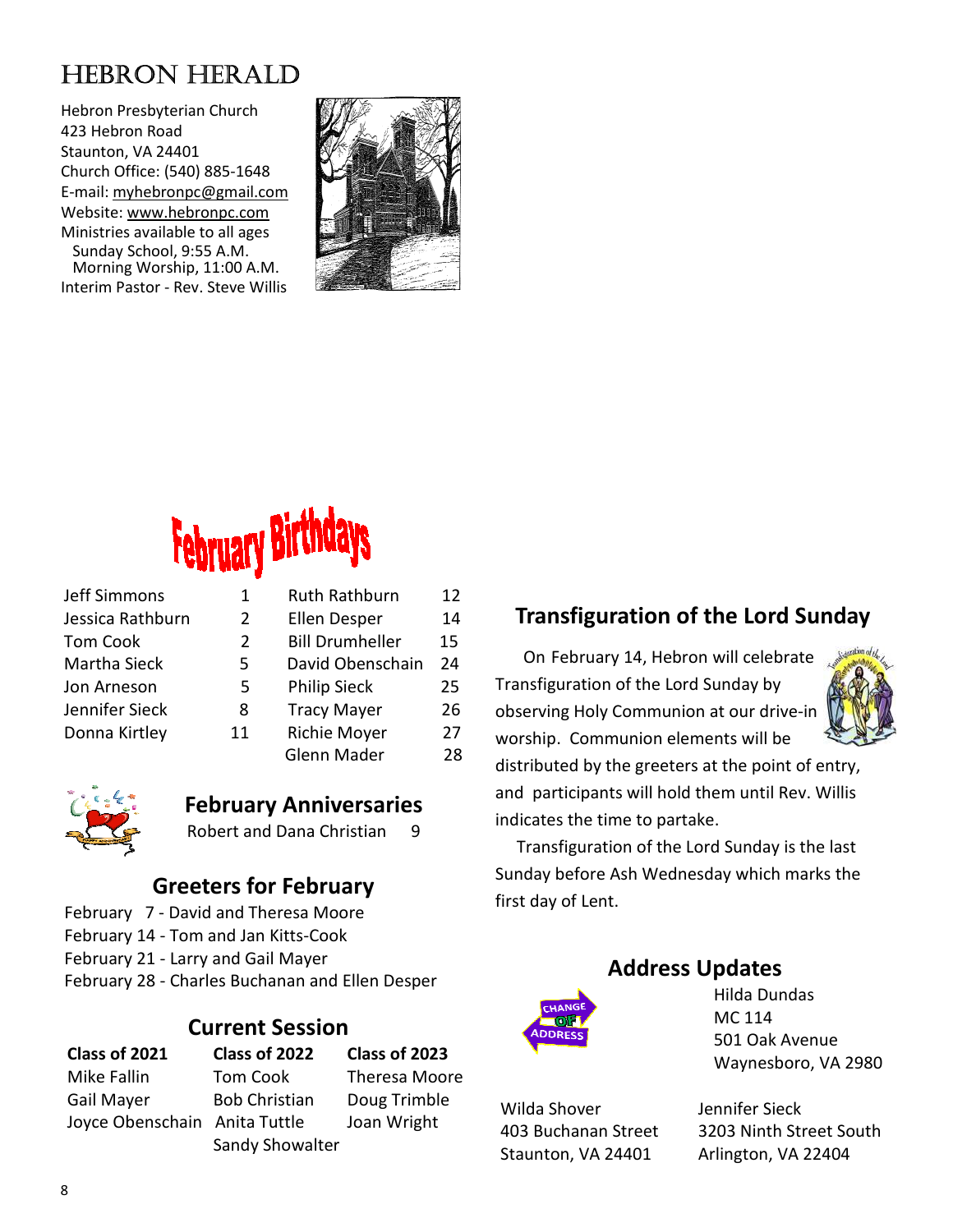# HEBRON HERALD

Hebron Presbyterian Church
423 Hebron Road
Staunton, VA 24401
Church Office: (540) 885-1648
E-mail: myhebronpc@gmail.com
Website: www.hebronpc.com
Ministries available to all ages
Sunday School, 9:55 A.M.
Morning Worship, 11:00 A.M.
Interim Pastor - Rev. Steve Willis

## February Birthdays

| | | | |
|---|---|---|---|
| Jeff Simmons | 1 | Ruth Rathburn | 12 |
| Jessica Rathburn | 2 | Ellen Desper | 14 |
| Tom Cook | 2 | Bill Drumheller | 15 |
| Martha Sieck | 5 | David Obenschain | 24 |
| Jon Arneson | 5 | Philip Sieck | 25 |
| Jennifer Sieck | 8 | Tracy Mayer | 26 |
| Donna Kirtley | 11 | Richie Moyer | 27 |
| | | Glenn Mader | 28 |

## February Anniversaries

Robert and Dana Christian 9

## Greeters for February

February 7 - David and Theresa Moore
February 14 - Tom and Jan Kitts-Cook
February 21 - Larry and Gail Mayer
February 28 - Charles Buchanan and Ellen Desper

## Current Session

| Class of 2021 | Class of 2022 | Class of 2023 |
|---|---|---|
| Mike Fallin | Tom Cook | Theresa Moore |
| Gail Mayer | Bob Christian | Doug Trimble |
| Joyce Obenschain | Anita Tuttle | Joan Wright |
| | Sandy Showalter | |

## Transfiguration of the Lord Sunday

On February 14, Hebron will celebrate Transfiguration of the Lord Sunday by observing Holy Communion at our drive-in worship. Communion elements will be distributed by the greeters at the point of entry, and participants will hold them until Rev. Willis indicates the time to partake.

Transfiguration of the Lord Sunday is the last Sunday before Ash Wednesday which marks the first day of Lent.

## Address Updates

Hilda Dundas
MC 114
501 Oak Avenue
Waynesboro, VA 2980

Wilda Shover
403 Buchanan Street
Staunton, VA 24401

Jennifer Sieck
3203 Ninth Street South
Arlington, VA 22404